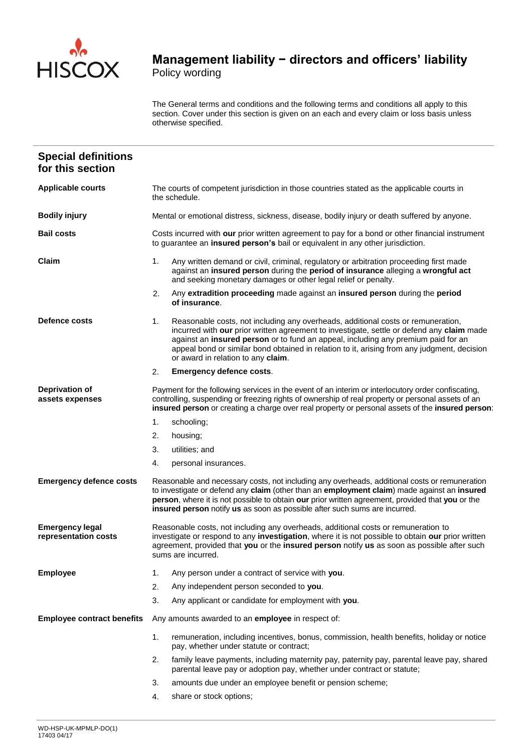HISCOX

# Management liability − directors and officers' liability

Policy wording

The General terms and conditions and the following terms and conditions all apply to this section. Cover under this section is given on an each and every claim or loss basis unless otherwise specified.

## Special definitions for this section

**Applicable courts**

The courts of competent jurisdiction in those countries stated as the applicable courts in the schedule.

**Bodily injury**

Mental or emotional distress, sickness, disease, bodily injury or death suffered by anyone.

**Bail costs**

Costs incurred with **our** prior written agreement to pay for a bond or other financial instrument to guarantee an **insured person's** bail or equivalent in any other jurisdiction.

**Claim**

1. Any written demand or civil, criminal, regulatory or arbitration proceeding first made against an **insured person** during the **period of insurance** alleging a **wrongful act** and seeking monetary damages or other legal relief or penalty.
2. Any **extradition proceeding** made against an **insured person** during the **period of insurance**.

**Defence costs**

1. Reasonable costs, not including any overheads, additional costs or remuneration, incurred with **our** prior written agreement to investigate, settle or defend any **claim** made against an **insured person** or to fund an appeal, including any premium paid for an appeal bond or similar bond obtained in relation to it, arising from any judgment, decision or award in relation to any **claim**.
2. **Emergency defence costs**.

**Deprivation of assets expenses**

Payment for the following services in the event of an interim or interlocutory order confiscating, controlling, suspending or freezing rights of ownership of real property or personal assets of an **insured person** or creating a charge over real property or personal assets of the **insured person**:

1. schooling;
2. housing;
3. utilities; and
4. personal insurances.

**Emergency defence costs**

Reasonable and necessary costs, not including any overheads, additional costs or remuneration to investigate or defend any **claim** (other than an **employment claim**) made against an **insured person**, where it is not possible to obtain **our** prior written agreement, provided that **you** or the **insured person** notify **us** as soon as possible after such sums are incurred.

**Emergency legal representation costs**

Reasonable costs, not including any overheads, additional costs or remuneration to investigate or respond to any **investigation**, where it is not possible to obtain **our** prior written agreement, provided that **you** or the **insured person** notify **us** as soon as possible after such sums are incurred.

**Employee**

1. Any person under a contract of service with **you**.
2. Any independent person seconded to **you**.
3. Any applicant or candidate for employment with **you**.

**Employee contract benefits**

Any amounts awarded to an **employee** in respect of:

1. remuneration, including incentives, bonus, commission, health benefits, holiday or notice pay, whether under statute or contract;
2. family leave payments, including maternity pay, paternity pay, parental leave pay, shared parental leave pay or adoption pay, whether under contract or statute;
3. amounts due under an employee benefit or pension scheme;
4. share or stock options;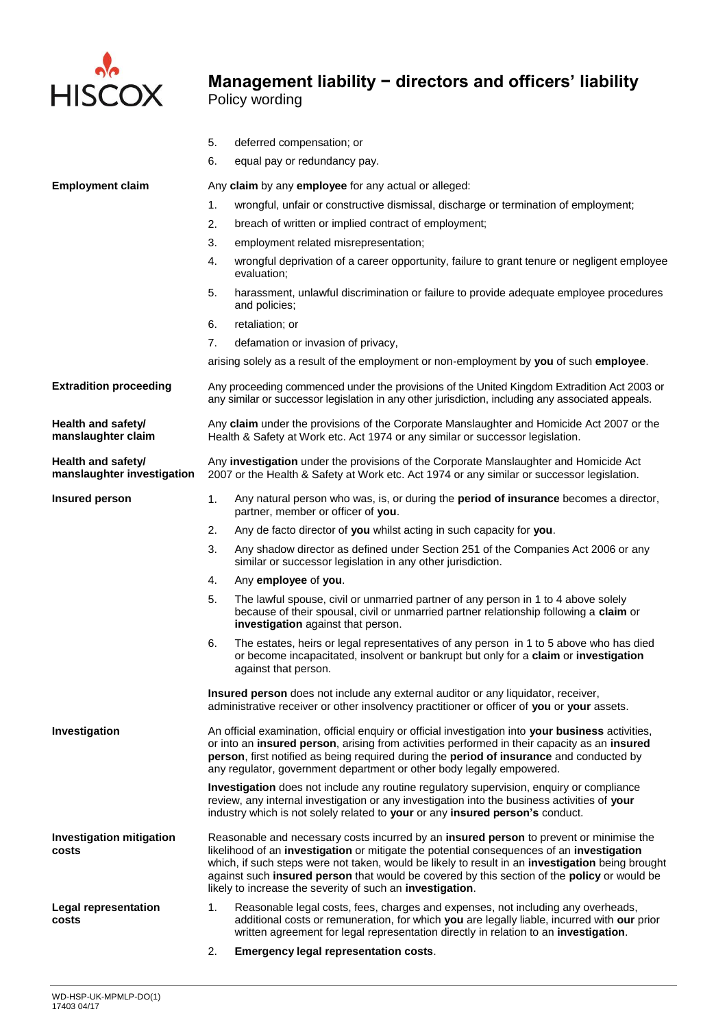5. deferred compensation; or
6. equal pay or redundancy pay.

**Employment claim**

Any **claim** by any **employee** for any actual or alleged:

1. wrongful, unfair or constructive dismissal, discharge or termination of employment;
2. breach of written or implied contract of employment;
3. employment related misrepresentation;
4. wrongful deprivation of a career opportunity, failure to grant tenure or negligent employee evaluation;
5. harassment, unlawful discrimination or failure to provide adequate employee procedures and policies;
6. retaliation; or
7. defamation or invasion of privacy,

arising solely as a result of the employment or non-employment by **you** of such **employee**.

**Extradition proceeding**

Any proceeding commenced under the provisions of the United Kingdom Extradition Act 2003 or any similar or successor legislation in any other jurisdiction, including any associated appeals.

**Health and safety/ manslaughter claim**

Any **claim** under the provisions of the Corporate Manslaughter and Homicide Act 2007 or the Health & Safety at Work etc. Act 1974 or any similar or successor legislation.

**Health and safety/ manslaughter investigation**

Any **investigation** under the provisions of the Corporate Manslaughter and Homicide Act 2007 or the Health & Safety at Work etc. Act 1974 or any similar or successor legislation.

**Insured person**

1. Any natural person who was, is, or during the **period of insurance** becomes a director, partner, member or officer of **you**.
2. Any de facto director of **you** whilst acting in such capacity for **you**.
3. Any shadow director as defined under Section 251 of the Companies Act 2006 or any similar or successor legislation in any other jurisdiction.
4. Any **employee** of **you**.
5. The lawful spouse, civil or unmarried partner of any person in 1 to 4 above solely because of their spousal, civil or unmarried partner relationship following a **claim** or **investigation** against that person.
6. The estates, heirs or legal representatives of any person in 1 to 5 above who has died or become incapacitated, insolvent or bankrupt but only for a **claim** or **investigation** against that person.

**Insured person** does not include any external auditor or any liquidator, receiver, administrative receiver or other insolvency practitioner or officer of **you** or **your** assets.

**Investigation**

An official examination, official enquiry or official investigation into **your business** activities, or into an **insured person**, arising from activities performed in their capacity as an **insured person**, first notified as being required during the **period of insurance** and conducted by any regulator, government department or other body legally empowered.

**Investigation** does not include any routine regulatory supervision, enquiry or compliance review, any internal investigation or any investigation into the business activities of **your** industry which is not solely related to **your** or any **insured person's** conduct.

**Investigation mitigation costs**

Reasonable and necessary costs incurred by an **insured person** to prevent or minimise the likelihood of an **investigation** or mitigate the potential consequences of an **investigation** which, if such steps were not taken, would be likely to result in an **investigation** being brought against such **insured person** that would be covered by this section of the **policy** or would be likely to increase the severity of such an **investigation**.

**Legal representation costs**

1. Reasonable legal costs, fees, charges and expenses, not including any overheads, additional costs or remuneration, for which **you** are legally liable, incurred with **our** prior written agreement for legal representation directly in relation to an **investigation**.
2. **Emergency legal representation costs**.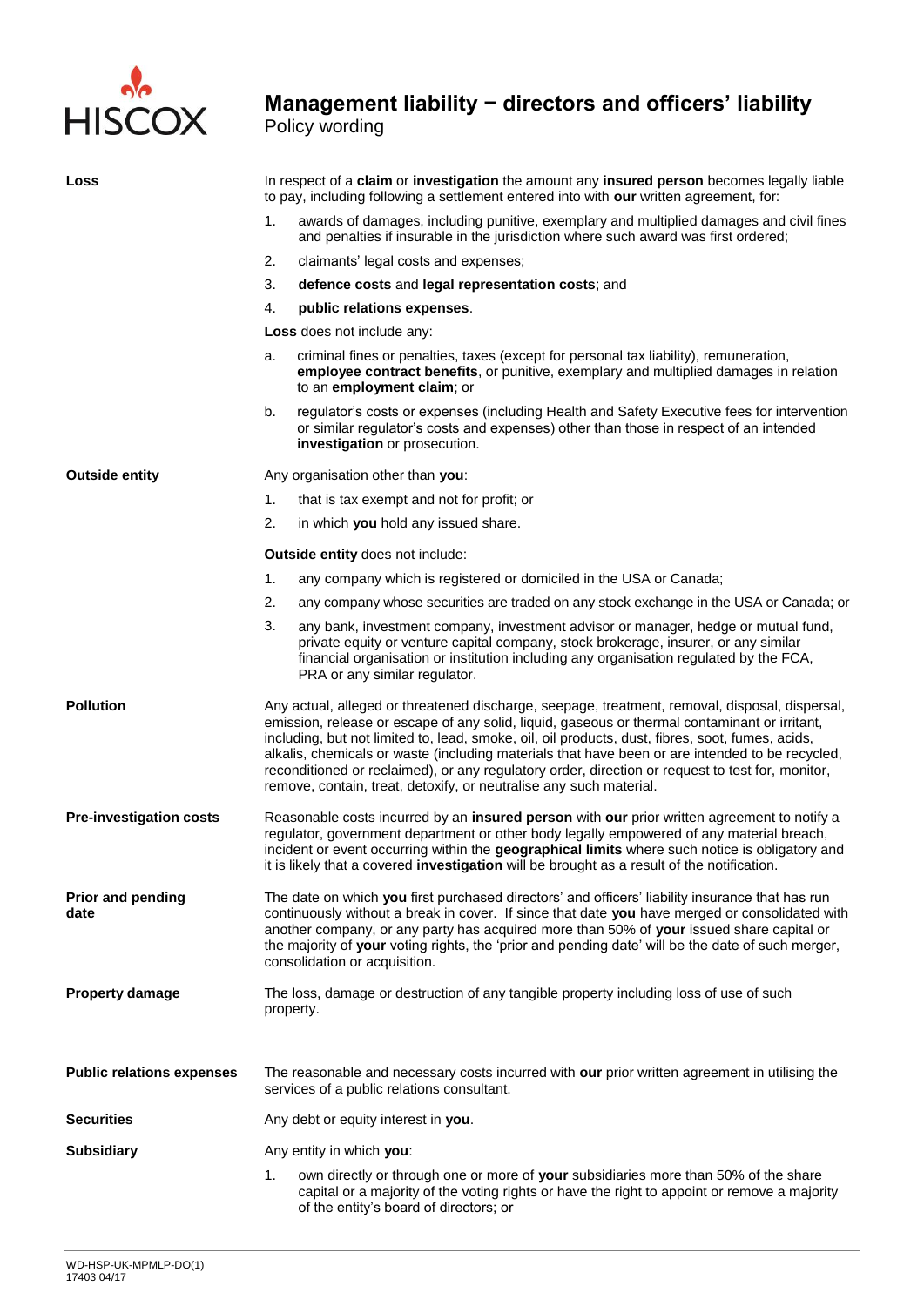# Management liability − directors and officers' liability

Policy wording

**Loss**

In respect of a **claim** or **investigation** the amount any **insured person** becomes legally liable to pay, including following a settlement entered into with **our** written agreement, for:

1. awards of damages, including punitive, exemplary and multiplied damages and civil fines and penalties if insurable in the jurisdiction where such award was first ordered;
2. claimants' legal costs and expenses;
3. **defence costs** and **legal representation costs**; and
4. **public relations expenses**.

**Loss** does not include any:

a. criminal fines or penalties, taxes (except for personal tax liability), remuneration, **employee contract benefits**, or punitive, exemplary and multiplied damages in relation to an **employment claim**; or

b. regulator's costs or expenses (including Health and Safety Executive fees for intervention or similar regulator's costs and expenses) other than those in respect of an intended **investigation** or prosecution.

**Outside entity**

Any organisation other than **you**:

1. that is tax exempt and not for profit; or
2. in which **you** hold any issued share.

**Outside entity** does not include:

1. any company which is registered or domiciled in the USA or Canada;
2. any company whose securities are traded on any stock exchange in the USA or Canada; or
3. any bank, investment company, investment advisor or manager, hedge or mutual fund, private equity or venture capital company, stock brokerage, insurer, or any similar financial organisation or institution including any organisation regulated by the FCA, PRA or any similar regulator.

**Pollution**

Any actual, alleged or threatened discharge, seepage, treatment, removal, disposal, dispersal, emission, release or escape of any solid, liquid, gaseous or thermal contaminant or irritant, including, but not limited to, lead, smoke, oil, oil products, dust, fibres, soot, fumes, acids, alkalis, chemicals or waste (including materials that have been or are intended to be recycled, reconditioned or reclaimed), or any regulatory order, direction or request to test for, monitor, remove, contain, treat, detoxify, or neutralise any such material.

**Pre-investigation costs**

Reasonable costs incurred by an **insured person** with **our** prior written agreement to notify a regulator, government department or other body legally empowered of any material breach, incident or event occurring within the **geographical limits** where such notice is obligatory and it is likely that a covered **investigation** will be brought as a result of the notification.

**Prior and pending date**

The date on which **you** first purchased directors' and officers' liability insurance that has run continuously without a break in cover. If since that date **you** have merged or consolidated with another company, or any party has acquired more than 50% of **your** issued share capital or the majority of **your** voting rights, the 'prior and pending date' will be the date of such merger, consolidation or acquisition.

**Property damage**

The loss, damage or destruction of any tangible property including loss of use of such property.

**Public relations expenses**

The reasonable and necessary costs incurred with **our** prior written agreement in utilising the services of a public relations consultant.

**Securities**

Any debt or equity interest in **you**.

**Subsidiary**

Any entity in which **you**:

1. own directly or through one or more of **your** subsidiaries more than 50% of the share capital or a majority of the voting rights or have the right to appoint or remove a majority of the entity's board of directors; or

WD-HSP-UK-MPMLP-DO(1)
17403 04/17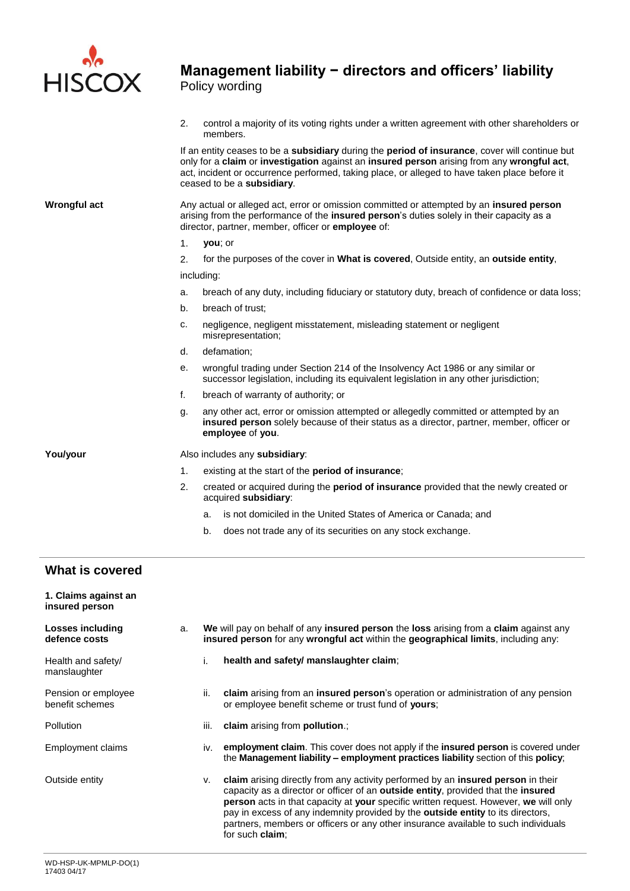2. control a majority of its voting rights under a written agreement with other shareholders or members.

If an entity ceases to be a **subsidiary** during the **period of insurance**, cover will continue but only for a **claim** or **investigation** against an **insured person** arising from any **wrongful act**, act, incident or occurrence performed, taking place, or alleged to have taken place before it ceased to be a **subsidiary**.

**Wrongful act**

Any actual or alleged act, error or omission committed or attempted by an **insured person** arising from the performance of the **insured person**'s duties solely in their capacity as a director, partner, member, officer or **employee** of:

1. **you**; or
2. for the purposes of the cover in **What is covered**, Outside entity, an **outside entity**,

including:

a. breach of any duty, including fiduciary or statutory duty, breach of confidence or data loss;
b. breach of trust;
c. negligence, negligent misstatement, misleading statement or negligent misrepresentation;
d. defamation;
e. wrongful trading under Section 214 of the Insolvency Act 1986 or any similar or successor legislation, including its equivalent legislation in any other jurisdiction;
f. breach of warranty of authority; or
g. any other act, error or omission attempted or allegedly committed or attempted by an **insured person** solely because of their status as a director, partner, member, officer or **employee** of **you**.

**You/your**

Also includes any **subsidiary**:

1. existing at the start of the **period of insurance**;
2. created or acquired during the **period of insurance** provided that the newly created or acquired **subsidiary**:
   a. is not domiciled in the United States of America or Canada; and
   b. does not trade any of its securities on any stock exchange.

## What is covered

### 1. Claims against an insured person

**Losses including defence costs**

a. **We** will pay on behalf of any **insured person** the **loss** arising from a **claim** against any **insured person** for any **wrongful act** within the **geographical limits**, including any:

Health and safety/ manslaughter

i. **health and safety/ manslaughter claim**;

Pension or employee benefit schemes

ii. **claim** arising from an **insured person**'s operation or administration of any pension or employee benefit scheme or trust fund of **yours**;

Pollution

iii. **claim** arising from **pollution**.;

Employment claims

iv. **employment claim**. This cover does not apply if the **insured person** is covered under the **Management liability – employment practices liability** section of this **policy**;

Outside entity

v. **claim** arising directly from any activity performed by an **insured person** in their capacity as a director or officer of an **outside entity**, provided that the **insured person** acts in that capacity at **your** specific written request. However, **we** will only pay in excess of any indemnity provided by the **outside entity** to its directors, partners, members or officers or any other insurance available to such individuals for such **claim**;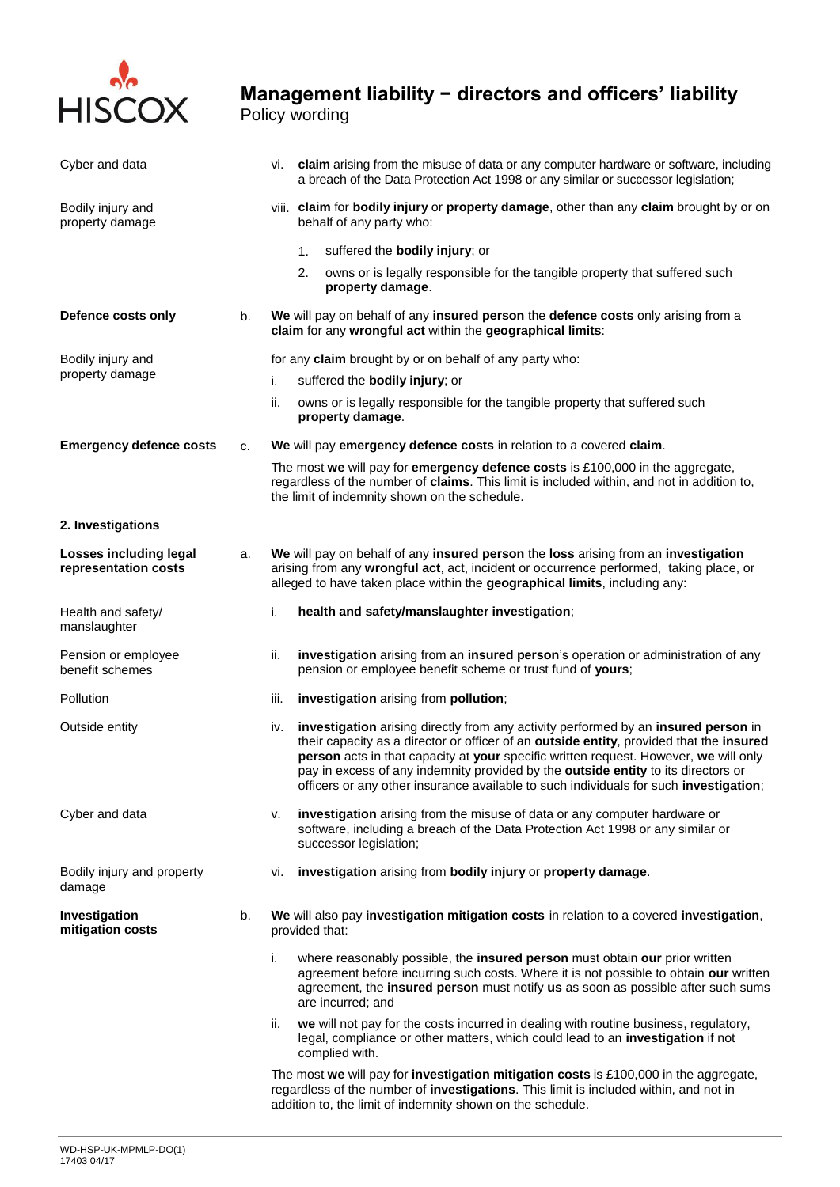Cyber and data

vi. **claim** arising from the misuse of data or any computer hardware or software, including a breach of the Data Protection Act 1998 or any similar or successor legislation;

Bodily injury and property damage

viii. **claim** for **bodily injury** or **property damage**, other than any **claim** brought by or on behalf of any party who:

1. suffered the **bodily injury**; or
2. owns or is legally responsible for the tangible property that suffered such **property damage**.

**Defence costs only**

b. **We** will pay on behalf of any **insured person** the **defence costs** only arising from a **claim** for any **wrongful act** within the **geographical limits**:

Bodily injury and property damage

for any **claim** brought by or on behalf of any party who:

i. suffered the **bodily injury**; or

ii. owns or is legally responsible for the tangible property that suffered such **property damage**.

**Emergency defence costs**

c. **We** will pay **emergency defence costs** in relation to a covered **claim**.

The most **we** will pay for **emergency defence costs** is £100,000 in the aggregate, regardless of the number of **claims**. This limit is included within, and not in addition to, the limit of indemnity shown on the schedule.

**2. Investigations**

**Losses including legal representation costs**

a. **We** will pay on behalf of any **insured person** the **loss** arising from an **investigation** arising from any **wrongful act**, act, incident or occurrence performed, taking place, or alleged to have taken place within the **geographical limits**, including any:

Health and safety/ manslaughter

i. **health and safety/manslaughter investigation**;

Pension or employee benefit schemes

ii. **investigation** arising from an **insured person**'s operation or administration of any pension or employee benefit scheme or trust fund of **yours**;

Pollution

iii. **investigation** arising from **pollution**;

Outside entity

iv. **investigation** arising directly from any activity performed by an **insured person** in their capacity as a director or officer of an **outside entity**, provided that the **insured person** acts in that capacity at **your** specific written request. However, **we** will only pay in excess of any indemnity provided by the **outside entity** to its directors or officers or any other insurance available to such individuals for such **investigation**;

Cyber and data

v. **investigation** arising from the misuse of data or any computer hardware or software, including a breach of the Data Protection Act 1998 or any similar or successor legislation;

Bodily injury and property damage

vi. **investigation** arising from **bodily injury** or **property damage**.

**Investigation mitigation costs**

b. **We** will also pay **investigation mitigation costs** in relation to a covered **investigation**, provided that:

i. where reasonably possible, the **insured person** must obtain **our** prior written agreement before incurring such costs. Where it is not possible to obtain **our** written agreement, the **insured person** must notify **us** as soon as possible after such sums are incurred; and

ii. **we** will not pay for the costs incurred in dealing with routine business, regulatory, legal, compliance or other matters, which could lead to an **investigation** if not complied with.

The most **we** will pay for **investigation mitigation costs** is £100,000 in the aggregate, regardless of the number of **investigations**. This limit is included within, and not in addition to, the limit of indemnity shown on the schedule.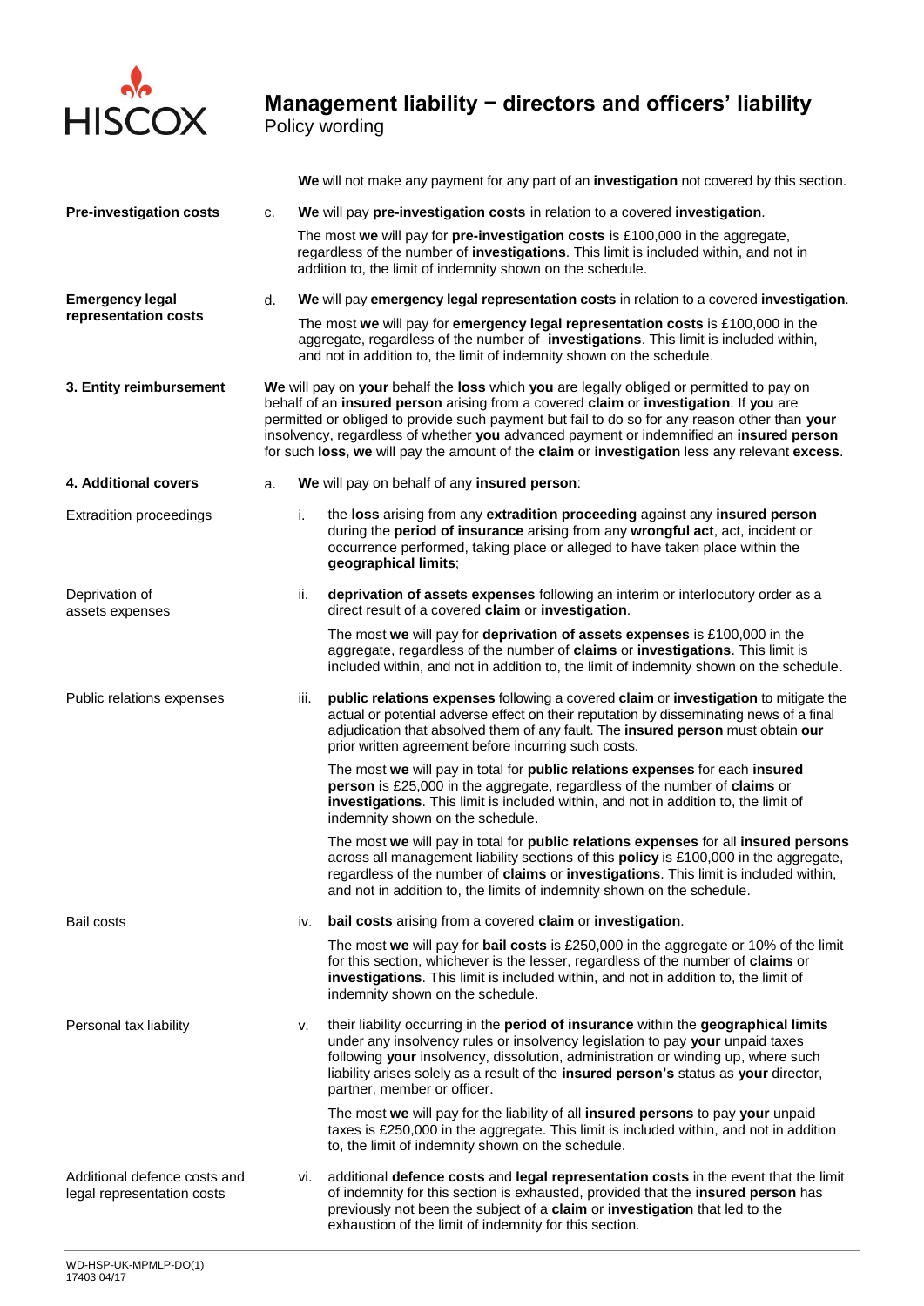**We** will not make any payment for any part of an **investigation** not covered by this section.

**Pre-investigation costs**

c. **We** will pay **pre-investigation costs** in relation to a covered **investigation**.

The most **we** will pay for **pre-investigation costs** is £100,000 in the aggregate, regardless of the number of **investigations**. This limit is included within, and not in addition to, the limit of indemnity shown on the schedule.

**Emergency legal representation costs**

d. **We** will pay **emergency legal representation costs** in relation to a covered **investigation**.

The most **we** will pay for **emergency legal representation costs** is £100,000 in the aggregate, regardless of the number of **investigations**. This limit is included within, and not in addition to, the limit of indemnity shown on the schedule.

**3. Entity reimbursement**

**We** will pay on **your** behalf the **loss** which **you** are legally obliged or permitted to pay on behalf of an **insured person** arising from a covered **claim** or **investigation**. If **you** are permitted or obliged to provide such payment but fail to do so for any reason other than **your** insolvency, regardless of whether **you** advanced payment or indemnified an **insured person** for such **loss**, **we** will pay the amount of the **claim** or **investigation** less any relevant **excess**.

**4. Additional covers**

a. **We** will pay on behalf of any **insured person**:

Extradition proceedings

i. the **loss** arising from any **extradition proceeding** against any **insured person** during the **period of insurance** arising from any **wrongful act**, act, incident or occurrence performed, taking place or alleged to have taken place within the **geographical limits**;

Deprivation of assets expenses

ii. **deprivation of assets expenses** following an interim or interlocutory order as a direct result of a covered **claim** or **investigation**.

The most **we** will pay for **deprivation of assets expenses** is £100,000 in the aggregate, regardless of the number of **claims** or **investigations**. This limit is included within, and not in addition to, the limit of indemnity shown on the schedule.

Public relations expenses

iii. **public relations expenses** following a covered **claim** or **investigation** to mitigate the actual or potential adverse effect on their reputation by disseminating news of a final adjudication that absolved them of any fault. The **insured person** must obtain **our** prior written agreement before incurring such costs.

The most **we** will pay in total for **public relations expenses** for each **insured person i**s £25,000 in the aggregate, regardless of the number of **claims** or **investigations**. This limit is included within, and not in addition to, the limit of indemnity shown on the schedule.

The most **we** will pay in total for **public relations expenses** for all **insured persons** across all management liability sections of this **policy** is £100,000 in the aggregate, regardless of the number of **claims** or **investigations**. This limit is included within, and not in addition to, the limits of indemnity shown on the schedule.

Bail costs

iv. **bail costs** arising from a covered **claim** or **investigation**.

The most **we** will pay for **bail costs** is £250,000 in the aggregate or 10% of the limit for this section, whichever is the lesser, regardless of the number of **claims** or **investigations**. This limit is included within, and not in addition to, the limit of indemnity shown on the schedule.

Personal tax liability

v. their liability occurring in the **period of insurance** within the **geographical limits** under any insolvency rules or insolvency legislation to pay **your** unpaid taxes following **your** insolvency, dissolution, administration or winding up, where such liability arises solely as a result of the **insured person's** status as **your** director, partner, member or officer.

The most **we** will pay for the liability of all **insured persons** to pay **your** unpaid taxes is £250,000 in the aggregate. This limit is included within, and not in addition to, the limit of indemnity shown on the schedule.

Additional defence costs and legal representation costs

vi. additional **defence costs** and **legal representation costs** in the event that the limit of indemnity for this section is exhausted, provided that the **insured person** has previously not been the subject of a **claim** or **investigation** that led to the exhaustion of the limit of indemnity for this section.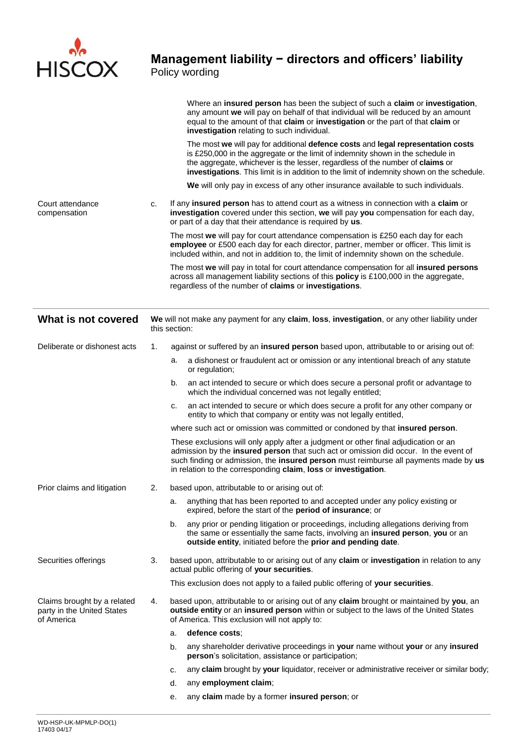Where an **insured person** has been the subject of such a **claim** or **investigation**, any amount **we** will pay on behalf of that individual will be reduced by an amount equal to the amount of that **claim** or **investigation** or the part of that **claim** or **investigation** relating to such individual.

The most **we** will pay for additional **defence costs** and **legal representation costs** is £250,000 in the aggregate or the limit of indemnity shown in the schedule in the aggregate, whichever is the lesser, regardless of the number of **claims** or **investigations**. This limit is in addition to the limit of indemnity shown on the schedule.

**We** will only pay in excess of any other insurance available to such individuals.

**Court attendance compensation**

c. If any **insured person** has to attend court as a witness in connection with a **claim** or **investigation** covered under this section, **we** will pay **you** compensation for each day, or part of a day that their attendance is required by **us**.

The most **we** will pay for court attendance compensation is £250 each day for each **employee** or £500 each day for each director, partner, member or officer. This limit is included within, and not in addition to, the limit of indemnity shown on the schedule.

The most **we** will pay in total for court attendance compensation for all **insured persons** across all management liability sections of this **policy** is £100,000 in the aggregate, regardless of the number of **claims** or **investigations**.

## What is not covered

**We** will not make any payment for any **claim**, **loss**, **investigation**, or any other liability under this section:

**Deliberate or dishonest acts**

1. against or suffered by an **insured person** based upon, attributable to or arising out of:
   a. a dishonest or fraudulent act or omission or any intentional breach of any statute or regulation;
   b. an act intended to secure or which does secure a personal profit or advantage to which the individual concerned was not legally entitled;
   c. an act intended to secure or which does secure a profit for any other company or entity to which that company or entity was not legally entitled,

   where such act or omission was committed or condoned by that **insured person**.

   These exclusions will only apply after a judgment or other final adjudication or an admission by the **insured person** that such act or omission did occur. In the event of such finding or admission, the **insured person** must reimburse all payments made by **us** in relation to the corresponding **claim**, **loss** or **investigation**.

**Prior claims and litigation**

2. based upon, attributable to or arising out of:
   a. anything that has been reported to and accepted under any policy existing or expired, before the start of the **period of insurance**; or
   b. any prior or pending litigation or proceedings, including allegations deriving from the same or essentially the same facts, involving an **insured person**, **you** or an **outside entity**, initiated before the **prior and pending date**.

**Securities offerings**

3. based upon, attributable to or arising out of any **claim** or **investigation** in relation to any actual public offering of **your securities**.

   This exclusion does not apply to a failed public offering of **your securities**.

**Claims brought by a related party in the United States of America**

4. based upon, attributable to or arising out of any **claim** brought or maintained by **you**, an **outside entity** or an **insured person** within or subject to the laws of the United States of America. This exclusion will not apply to:
   a. **defence costs**;
   b. any shareholder derivative proceedings in **your** name without **your** or any **insured person**'s solicitation, assistance or participation;
   c. any **claim** brought by **your** liquidator, receiver or administrative receiver or similar body;
   d. any **employment claim**;
   e. any **claim** made by a former **insured person**; or

WD-HSP-UK-MPMLP-DO(1)
17403 04/17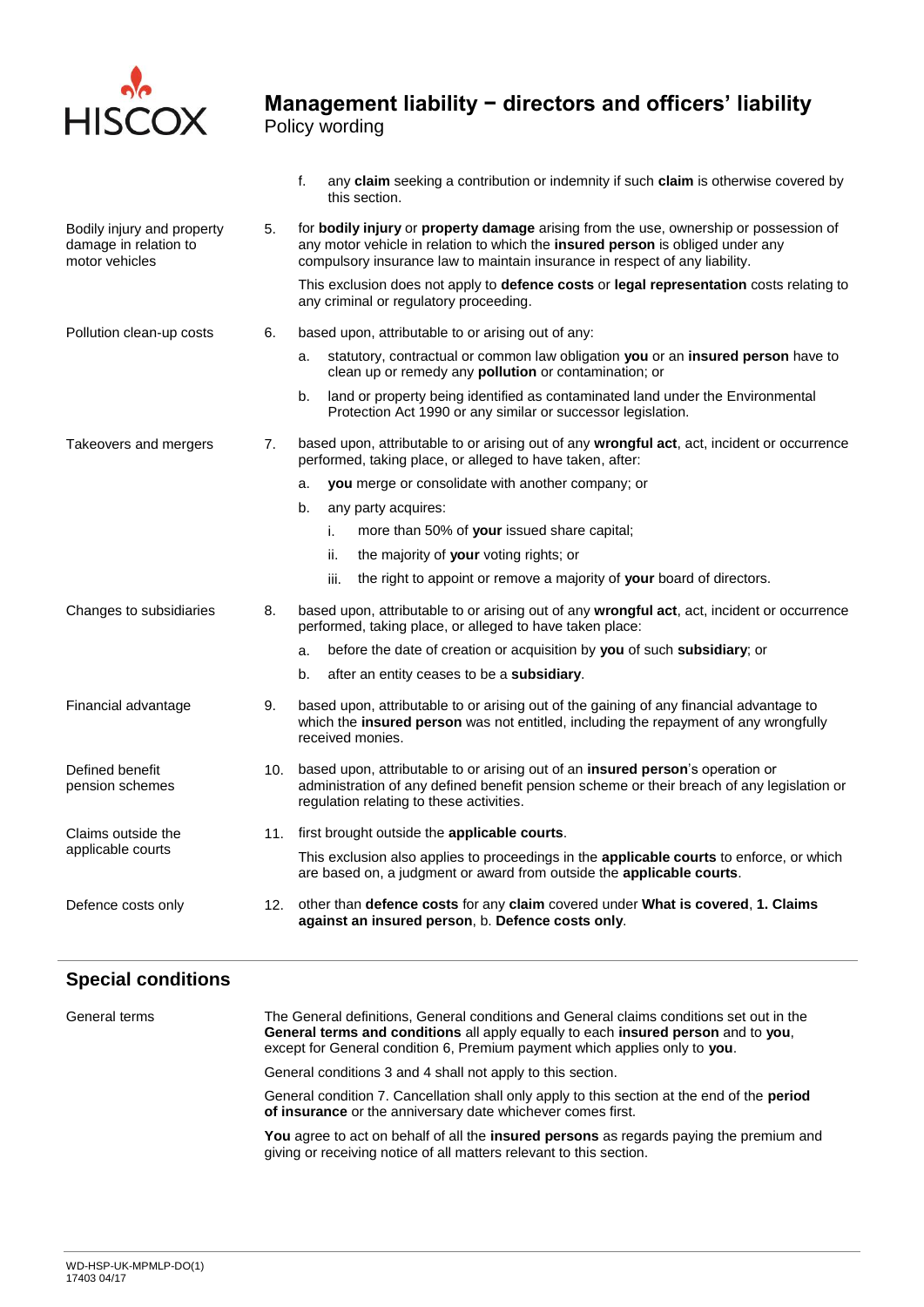f. any **claim** seeking a contribution or indemnity if such **claim** is otherwise covered by this section.

Bodily injury and property damage in relation to motor vehicles

5. for **bodily injury** or **property damage** arising from the use, ownership or possession of any motor vehicle in relation to which the **insured person** is obliged under any compulsory insurance law to maintain insurance in respect of any liability.

   This exclusion does not apply to **defence costs** or **legal representation** costs relating to any criminal or regulatory proceeding.

Pollution clean-up costs

6. based upon, attributable to or arising out of any:
   a. statutory, contractual or common law obligation **you** or an **insured person** have to clean up or remedy any **pollution** or contamination; or
   b. land or property being identified as contaminated land under the Environmental Protection Act 1990 or any similar or successor legislation.

Takeovers and mergers

7. based upon, attributable to or arising out of any **wrongful act**, act, incident or occurrence performed, taking place, or alleged to have taken, after:
   a. **you** merge or consolidate with another company; or
   b. any party acquires:
      i. more than 50% of **your** issued share capital;
      ii. the majority of **your** voting rights; or
      iii. the right to appoint or remove a majority of **your** board of directors.

Changes to subsidiaries

8. based upon, attributable to or arising out of any **wrongful act**, act, incident or occurrence performed, taking place, or alleged to have taken place:
   a. before the date of creation or acquisition by **you** of such **subsidiary**; or
   b. after an entity ceases to be a **subsidiary**.

Financial advantage

9. based upon, attributable to or arising out of the gaining of any financial advantage to which the **insured person** was not entitled, including the repayment of any wrongfully received monies.

Defined benefit pension schemes

10. based upon, attributable to or arising out of an **insured person**'s operation or administration of any defined benefit pension scheme or their breach of any legislation or regulation relating to these activities.

Claims outside the applicable courts

11. first brought outside the **applicable courts**.

    This exclusion also applies to proceedings in the **applicable courts** to enforce, or which are based on, a judgment or award from outside the **applicable courts**.

Defence costs only

12. other than **defence costs** for any **claim** covered under **What is covered**, **1. Claims against an insured person**, b. **Defence costs only**.

## Special conditions

General terms

The General definitions, General conditions and General claims conditions set out in the **General terms and conditions** all apply equally to each **insured person** and to **you**, except for General condition 6, Premium payment which applies only to **you**.

General conditions 3 and 4 shall not apply to this section.

General condition 7. Cancellation shall only apply to this section at the end of the **period of insurance** or the anniversary date whichever comes first.

**You** agree to act on behalf of all the **insured persons** as regards paying the premium and giving or receiving notice of all matters relevant to this section.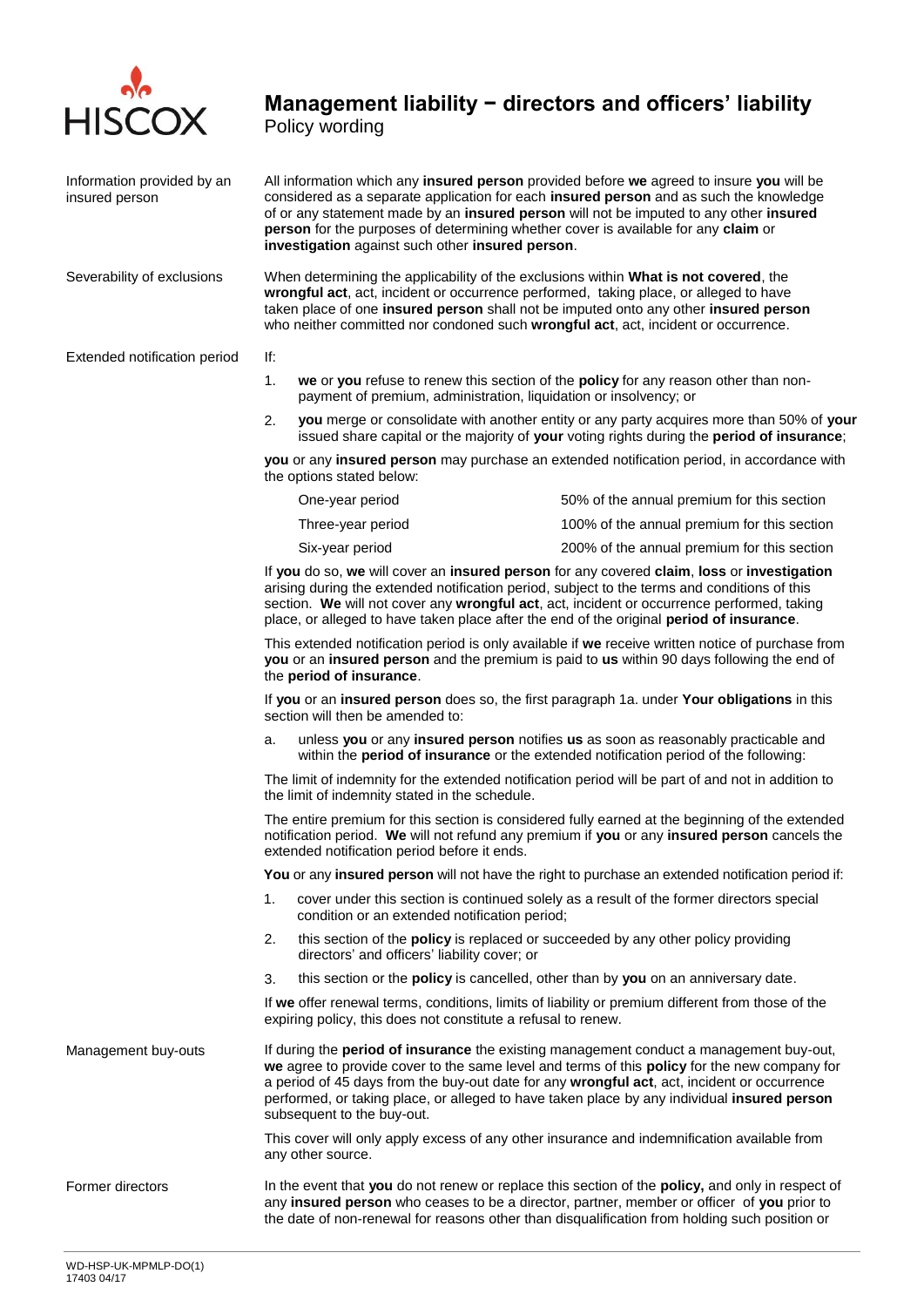# Management liability − directors and officers' liability

Policy wording

**Information provided by an insured person**

All information which any **insured person** provided before **we** agreed to insure **you** will be considered as a separate application for each **insured person** and as such the knowledge of or any statement made by an **insured person** will not be imputed to any other **insured person** for the purposes of determining whether cover is available for any **claim** or **investigation** against such other **insured person**.

**Severability of exclusions**

When determining the applicability of the exclusions within **What is not covered**, the **wrongful act**, act, incident or occurrence performed, taking place, or alleged to have taken place of one **insured person** shall not be imputed onto any other **insured person** who neither committed nor condoned such **wrongful act**, act, incident or occurrence.

**Extended notification period**

If:

1. **we** or **you** refuse to renew this section of the **policy** for any reason other than non-payment of premium, administration, liquidation or insolvency; or
2. **you** merge or consolidate with another entity or any party acquires more than 50% of **your** issued share capital or the majority of **your** voting rights during the **period of insurance**;

**you** or any **insured person** may purchase an extended notification period, in accordance with the options stated below:

| | |
|---|---|
| One-year period | 50% of the annual premium for this section |
| Three-year period | 100% of the annual premium for this section |
| Six-year period | 200% of the annual premium for this section |

If **you** do so, **we** will cover an **insured person** for any covered **claim**, **loss** or **investigation** arising during the extended notification period, subject to the terms and conditions of this section. **We** will not cover any **wrongful act**, act, incident or occurrence performed, taking place, or alleged to have taken place after the end of the original **period of insurance**.

This extended notification period is only available if **we** receive written notice of purchase from **you** or an **insured person** and the premium is paid to **us** within 90 days following the end of the **period of insurance**.

If **you** or an **insured person** does so, the first paragraph 1a. under **Your obligations** in this section will then be amended to:

a. unless **you** or any **insured person** notifies **us** as soon as reasonably practicable and within the **period of insurance** or the extended notification period of the following:

The limit of indemnity for the extended notification period will be part of and not in addition to the limit of indemnity stated in the schedule.

The entire premium for this section is considered fully earned at the beginning of the extended notification period. **We** will not refund any premium if **you** or any **insured person** cancels the extended notification period before it ends.

**You** or any **insured person** will not have the right to purchase an extended notification period if:

1. cover under this section is continued solely as a result of the former directors special condition or an extended notification period;
2. this section of the **policy** is replaced or succeeded by any other policy providing directors' and officers' liability cover; or
3. this section or the **policy** is cancelled, other than by **you** on an anniversary date.

If **we** offer renewal terms, conditions, limits of liability or premium different from those of the expiring policy, this does not constitute a refusal to renew.

**Management buy-outs**

If during the **period of insurance** the existing management conduct a management buy-out, **we** agree to provide cover to the same level and terms of this **policy** for the new company for a period of 45 days from the buy-out date for any **wrongful act**, act, incident or occurrence performed, or taking place, or alleged to have taken place by any individual **insured person** subsequent to the buy-out.

This cover will only apply excess of any other insurance and indemnification available from any other source.

**Former directors**

In the event that **you** do not renew or replace this section of the **policy,** and only in respect of any **insured person** who ceases to be a director, partner, member or officer of **you** prior to the date of non-renewal for reasons other than disqualification from holding such position or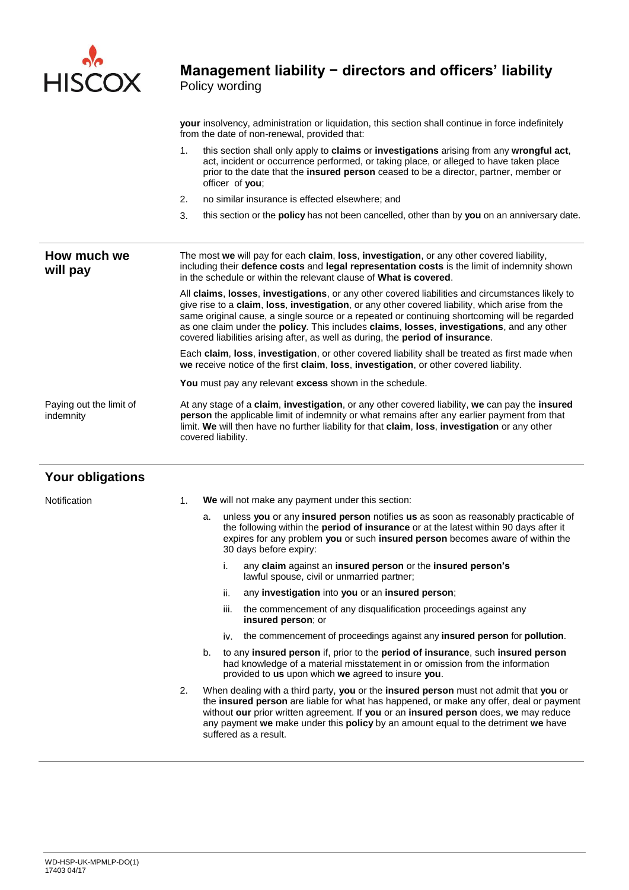**your** insolvency, administration or liquidation, this section shall continue in force indefinitely from the date of non-renewal, provided that:

1. this section shall only apply to **claims** or **investigations** arising from any **wrongful act**, act, incident or occurrence performed, or taking place, or alleged to have taken place prior to the date that the **insured person** ceased to be a director, partner, member or officer of **you**;
2. no similar insurance is effected elsewhere; and
3. this section or the **policy** has not been cancelled, other than by **you** on an anniversary date.

## How much we will pay

The most **we** will pay for each **claim**, **loss**, **investigation**, or any other covered liability, including their **defence costs** and **legal representation costs** is the limit of indemnity shown in the schedule or within the relevant clause of **What is covered**.

All **claims**, **losses**, **investigations**, or any other covered liabilities and circumstances likely to give rise to a **claim**, **loss**, **investigation**, or any other covered liability, which arise from the same original cause, a single source or a repeated or continuing shortcoming will be regarded as one claim under the **policy**. This includes **claims**, **losses**, **investigations**, and any other covered liabilities arising after, as well as during, the **period of insurance**.

Each **claim**, **loss**, **investigation**, or other covered liability shall be treated as first made when **we** receive notice of the first **claim**, **loss**, **investigation**, or other covered liability.

**You** must pay any relevant **excess** shown in the schedule.

### Paying out the limit of indemnity

At any stage of a **claim**, **investigation**, or any other covered liability, **we** can pay the **insured person** the applicable limit of indemnity or what remains after any earlier payment from that limit. **We** will then have no further liability for that **claim**, **loss**, **investigation** or any other covered liability.

## Your obligations

### Notification

1. **We** will not make any payment under this section:
   a. unless **you** or any **insured person** notifies **us** as soon as reasonably practicable of the following within the **period of insurance** or at the latest within 90 days after it expires for any problem **you** or such **insured person** becomes aware of within the 30 days before expiry:
      i. any **claim** against an **insured person** or the **insured person's** lawful spouse, civil or unmarried partner;
      ii. any **investigation** into **you** or an **insured person**;
      iii. the commencement of any disqualification proceedings against any **insured person**; or
      iv. the commencement of proceedings against any **insured person** for **pollution**.
   b. to any **insured person** if, prior to the **period of insurance**, such **insured person** had knowledge of a material misstatement in or omission from the information provided to **us** upon which **we** agreed to insure **you**.
2. When dealing with a third party, **you** or the **insured person** must not admit that **you** or the **insured person** are liable for what has happened, or make any offer, deal or payment without **our** prior written agreement. If **you** or an **insured person** does, **we** may reduce any payment **we** make under this **policy** by an amount equal to the detriment **we** have suffered as a result.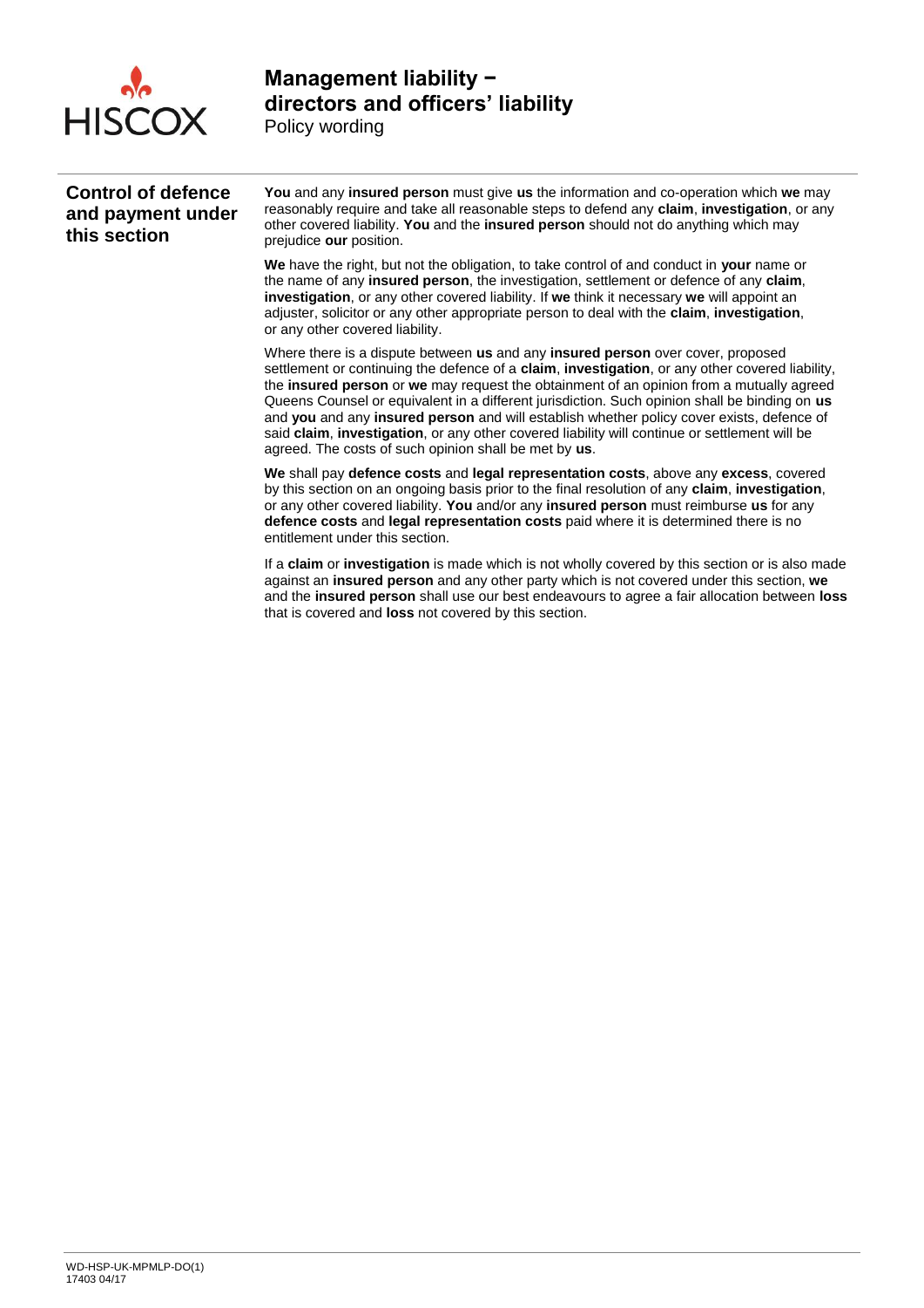## Control of defence and payment under this section

**You** and any **insured person** must give **us** the information and co-operation which **we** may reasonably require and take all reasonable steps to defend any **claim**, **investigation**, or any other covered liability. **You** and the **insured person** should not do anything which may prejudice **our** position.

**We** have the right, but not the obligation, to take control of and conduct in **your** name or the name of any **insured person**, the investigation, settlement or defence of any **claim**, **investigation**, or any other covered liability. If **we** think it necessary **we** will appoint an adjuster, solicitor or any other appropriate person to deal with the **claim**, **investigation**, or any other covered liability.

Where there is a dispute between **us** and any **insured person** over cover, proposed settlement or continuing the defence of a **claim**, **investigation**, or any other covered liability, the **insured person** or **we** may request the obtainment of an opinion from a mutually agreed Queens Counsel or equivalent in a different jurisdiction. Such opinion shall be binding on **us** and **you** and any **insured person** and will establish whether policy cover exists, defence of said **claim**, **investigation**, or any other covered liability will continue or settlement will be agreed. The costs of such opinion shall be met by **us**.

**We** shall pay **defence costs** and **legal representation costs**, above any **excess**, covered by this section on an ongoing basis prior to the final resolution of any **claim**, **investigation**, or any other covered liability. **You** and/or any **insured person** must reimburse **us** for any **defence costs** and **legal representation costs** paid where it is determined there is no entitlement under this section.

If a **claim** or **investigation** is made which is not wholly covered by this section or is also made against an **insured person** and any other party which is not covered under this section, **we** and the **insured person** shall use our best endeavours to agree a fair allocation between **loss** that is covered and **loss** not covered by this section.